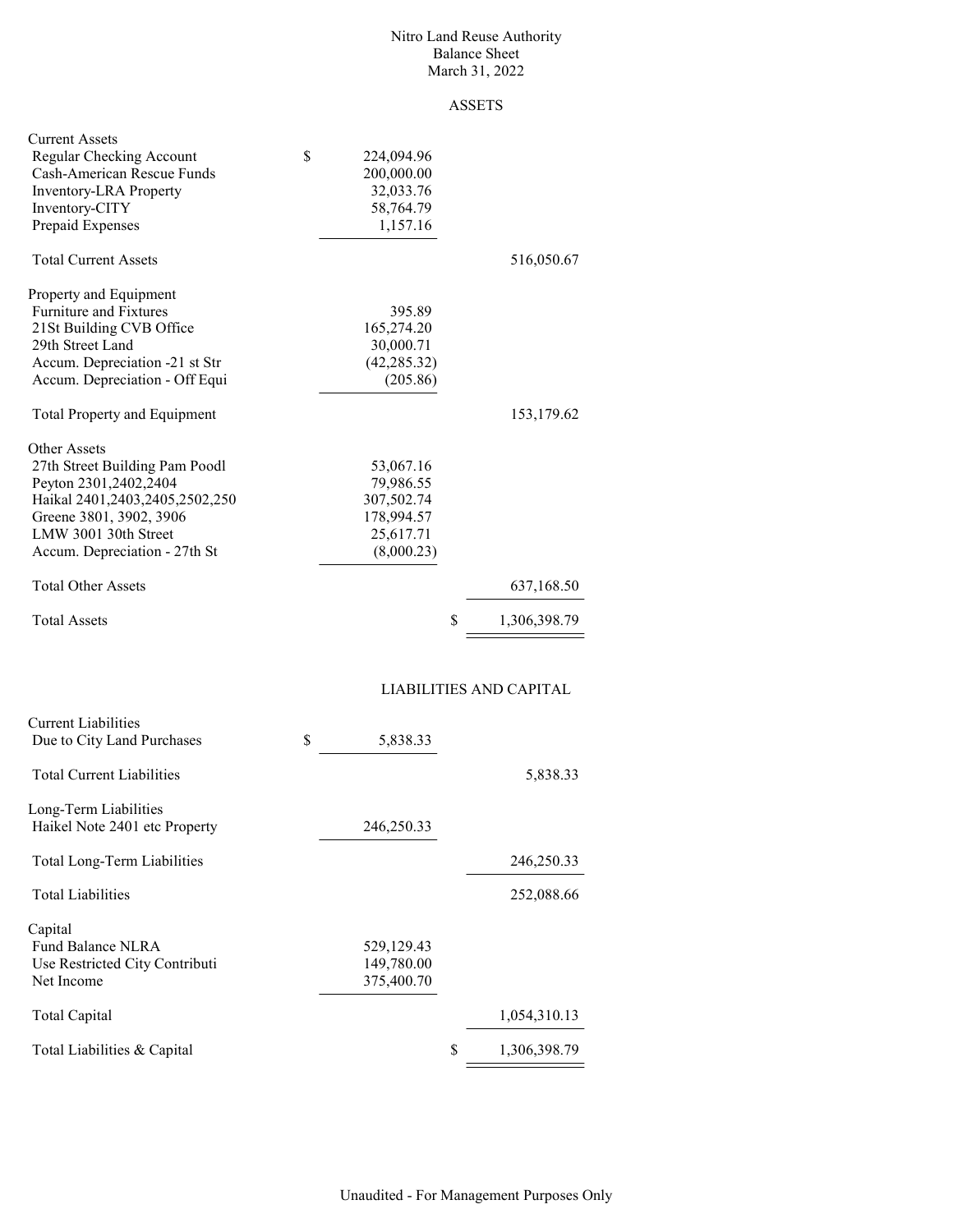# Nitro Land Reuse Authority
## Balance Sheet
### March 31, 2022

#### ASSETS

| | | |
|---|---|---|
| **Current Assets** | | |
| Regular Checking Account | $ 224,094.96 | |
| Cash-American Rescue Funds | 200,000.00 | |
| Inventory-LRA Property | 32,033.76 | |
| Inventory-CITY | 58,764.79 | |
| Prepaid Expenses | 1,157.16 | |
| Total Current Assets | | 516,050.67 |
| **Property and Equipment** | | |
| Furniture and Fixtures | 395.89 | |
| 21St Building CVB Office | 165,274.20 | |
| 29th Street Land | 30,000.71 | |
| Accum. Depreciation -21 st Str | (42,285.32) | |
| Accum. Depreciation - Off Equi | (205.86) | |
| Total Property and Equipment | | 153,179.62 |
| **Other Assets** | | |
| 27th Street Building Pam Poodl | 53,067.16 | |
| Peyton 2301,2402,2404 | 79,986.55 | |
| Haikal 2401,2403,2405,2502,250 | 307,502.74 | |
| Greene 3801, 3902, 3906 | 178,994.57 | |
| LMW 3001 30th Street | 25,617.71 | |
| Accum. Depreciation - 27th St | (8,000.23) | |
| Total Other Assets | | 637,168.50 |
| Total Assets | | $ 1,306,398.79 |

#### LIABILITIES AND CAPITAL

| | | |
|---|---|---|
| **Current Liabilities** | | |
| Due to City Land Purchases | $ 5,838.33 | |
| Total Current Liabilities | | 5,838.33 |
| **Long-Term Liabilities** | | |
| Haikel Note 2401 etc Property | 246,250.33 | |
| Total Long-Term Liabilities | | 246,250.33 |
| Total Liabilities | | 252,088.66 |
| **Capital** | | |
| Fund Balance NLRA | 529,129.43 | |
| Use Restricted City Contributi | 149,780.00 | |
| Net Income | 375,400.70 | |
| Total Capital | | 1,054,310.13 |
| Total Liabilities & Capital | | $ 1,306,398.79 |

Unaudited - For Management Purposes Only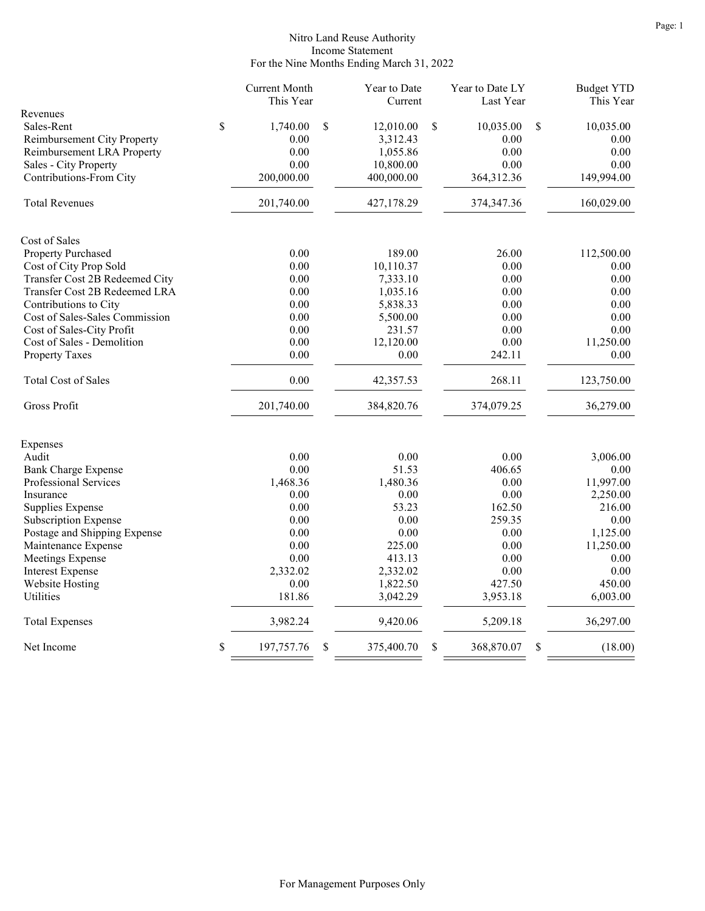# Nitro Land Reuse Authority
## Income Statement
### For the Nine Months Ending March 31, 2022

| | Current Month This Year | Year to Date Current | Year to Date LY Last Year | Budget YTD This Year |
|---|---|---|---|---|
| **Revenues** | | | | |
| Sales-Rent | $ 1,740.00 | $ 12,010.00 | $ 10,035.00 | $ 10,035.00 |
| Reimbursement City Property | 0.00 | 3,312.43 | 0.00 | 0.00 |
| Reimbursement LRA Property | 0.00 | 1,055.86 | 0.00 | 0.00 |
| Sales - City Property | 0.00 | 10,800.00 | 0.00 | 0.00 |
| Contributions-From City | 200,000.00 | 400,000.00 | 364,312.36 | 149,994.00 |
| Total Revenues | 201,740.00 | 427,178.29 | 374,347.36 | 160,029.00 |
| **Cost of Sales** | | | | |
| Property Purchased | 0.00 | 189.00 | 26.00 | 112,500.00 |
| Cost of City Prop Sold | 0.00 | 10,110.37 | 0.00 | 0.00 |
| Transfer Cost 2B Redeemed City | 0.00 | 7,333.10 | 0.00 | 0.00 |
| Transfer Cost 2B Redeemed LRA | 0.00 | 1,035.16 | 0.00 | 0.00 |
| Contributions to City | 0.00 | 5,838.33 | 0.00 | 0.00 |
| Cost of Sales-Sales Commission | 0.00 | 5,500.00 | 0.00 | 0.00 |
| Cost of Sales-City Profit | 0.00 | 231.57 | 0.00 | 0.00 |
| Cost of Sales - Demolition | 0.00 | 12,120.00 | 0.00 | 11,250.00 |
| Property Taxes | 0.00 | 0.00 | 242.11 | 0.00 |
| Total Cost of Sales | 0.00 | 42,357.53 | 268.11 | 123,750.00 |
| Gross Profit | 201,740.00 | 384,820.76 | 374,079.25 | 36,279.00 |
| **Expenses** | | | | |
| Audit | 0.00 | 0.00 | 0.00 | 3,006.00 |
| Bank Charge Expense | 0.00 | 51.53 | 406.65 | 0.00 |
| Professional Services | 1,468.36 | 1,480.36 | 0.00 | 11,997.00 |
| Insurance | 0.00 | 0.00 | 0.00 | 2,250.00 |
| Supplies Expense | 0.00 | 53.23 | 162.50 | 216.00 |
| Subscription Expense | 0.00 | 0.00 | 259.35 | 0.00 |
| Postage and Shipping Expense | 0.00 | 0.00 | 0.00 | 1,125.00 |
| Maintenance Expense | 0.00 | 225.00 | 0.00 | 11,250.00 |
| Meetings Expense | 0.00 | 413.13 | 0.00 | 0.00 |
| Interest Expense | 2,332.02 | 2,332.02 | 0.00 | 0.00 |
| Website Hosting | 0.00 | 1,822.50 | 427.50 | 450.00 |
| Utilities | 181.86 | 3,042.29 | 3,953.18 | 6,003.00 |
| Total Expenses | 3,982.24 | 9,420.06 | 5,209.18 | 36,297.00 |
| Net Income | $ 197,757.76 | $ 375,400.70 | $ 368,870.07 | $ (18.00) |

For Management Purposes Only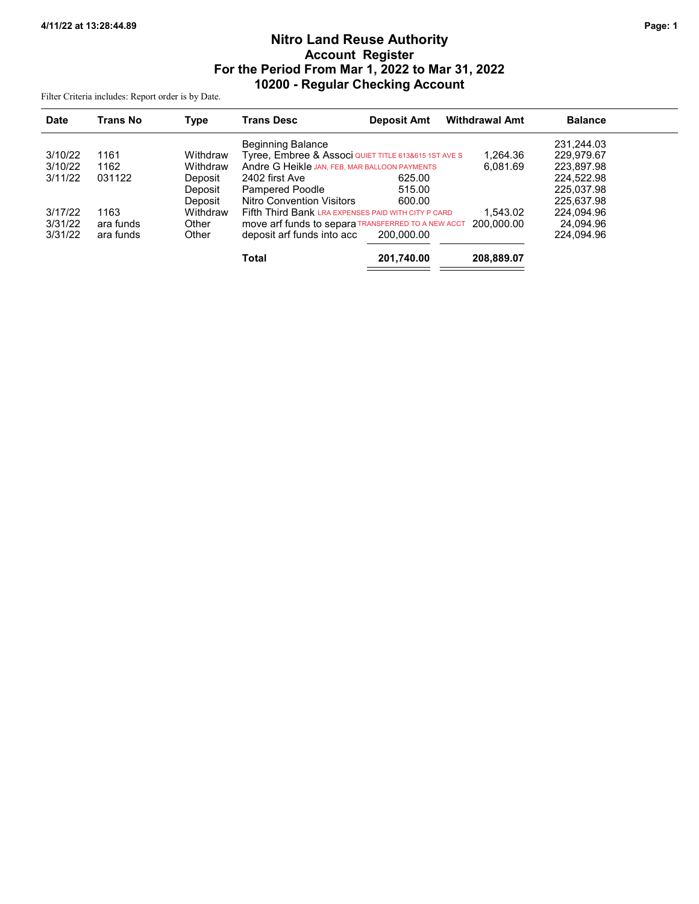# Nitro Land Reuse Authority
## Account Register
## For the Period From Mar 1, 2022 to Mar 31, 2022
## 10200 - Regular Checking Account

4/11/22 at 13:28:44.89

Filter Criteria includes: Report order is by Date.

| Date | Trans No | Type | Trans Desc | Deposit Amt | Withdrawal Amt | Balance |
|---|---|---|---|---|---|---|
| | | | Beginning Balance | | | 231,244.03 |
| 3/10/22 | 1161 | Withdraw | Tyree, Embree & Associ QUIET TITLE 613&615 1ST AVE S | | 1,264.36 | 229,979.67 |
| 3/10/22 | 1162 | Withdraw | Andre G Heikle JAN, FEB, MAR BALLOON PAYMENTS | | 6,081.69 | 223,897.98 |
| 3/11/22 | 031122 | Deposit | 2402 first Ave | 625.00 | | 224,522.98 |
| | | Deposit | Pampered Poodle | 515.00 | | 225,037.98 |
| | | Deposit | Nitro Convention Visitors | 600.00 | | 225,637.98 |
| 3/17/22 | 1163 | Withdraw | Fifth Third Bank LRA EXPENSES PAID WITH CITY P CARD | | 1,543.02 | 224,094.96 |
| 3/31/22 | ara funds | Other | move arf funds to separa TRANSFERRED TO A NEW ACCT | | 200,000.00 | 24,094.96 |
| 3/31/22 | ara funds | Other | deposit arf funds into acc | 200,000.00 | | 224,094.96 |
| | | | **Total** | **201,740.00** | **208,889.07** | |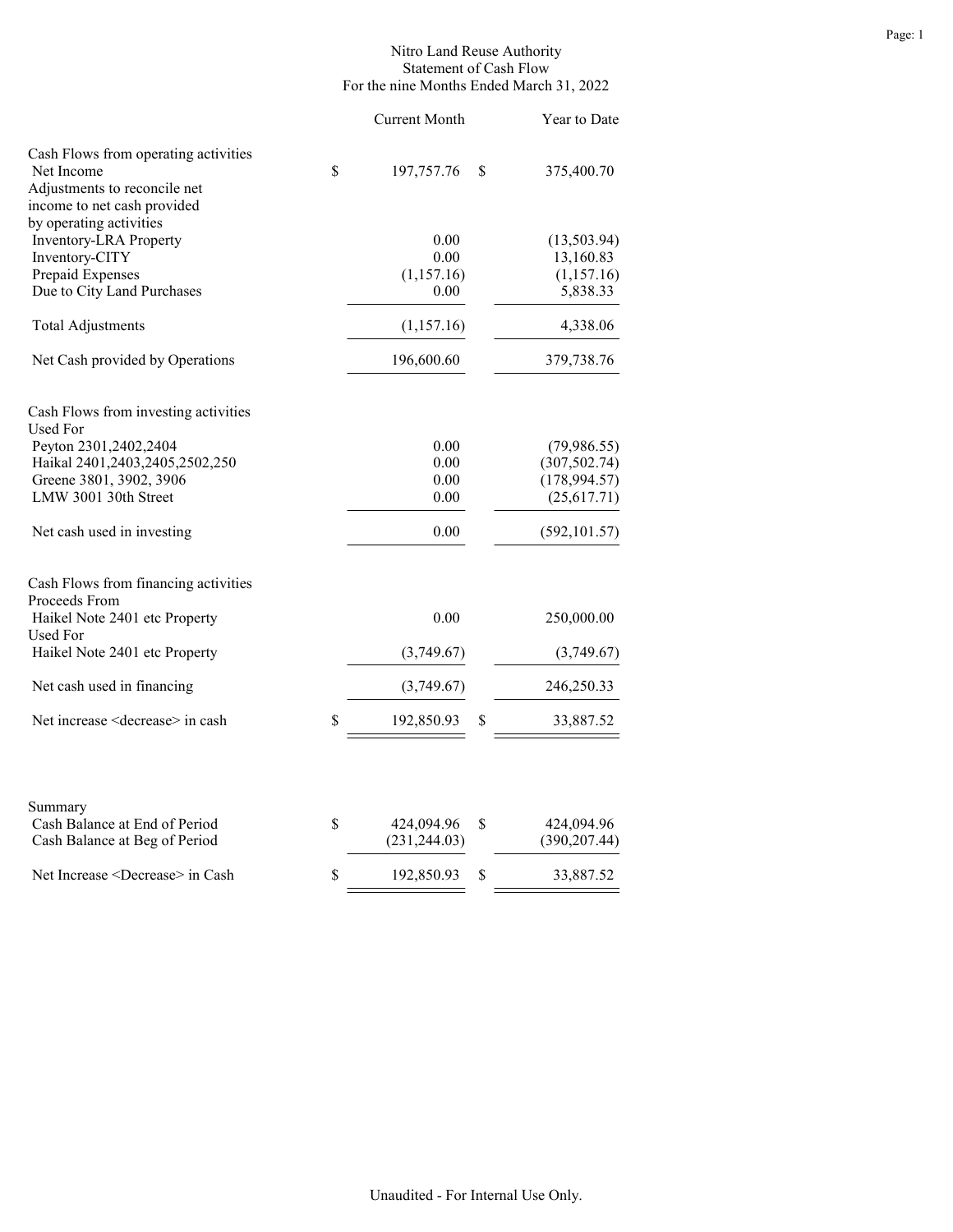Nitro Land Reuse Authority
Statement of Cash Flow
For the nine Months Ended March 31, 2022

| | Current Month | Year to Date |
|---|---|---|
| **Cash Flows from operating activities** | | |
| Net Income | $ 197,757.76 | $ 375,400.70 |
| Adjustments to reconcile net income to net cash provided by operating activities | | |
| Inventory-LRA Property | 0.00 | (13,503.94) |
| Inventory-CITY | 0.00 | 13,160.83 |
| Prepaid Expenses | (1,157.16) | (1,157.16) |
| Due to City Land Purchases | 0.00 | 5,838.33 |
| Total Adjustments | (1,157.16) | 4,338.06 |
| Net Cash provided by Operations | 196,600.60 | 379,738.76 |
| **Cash Flows from investing activities** | | |
| Used For | | |
| Peyton 2301,2402,2404 | 0.00 | (79,986.55) |
| Haikal 2401,2403,2405,2502,250 | 0.00 | (307,502.74) |
| Greene 3801, 3902, 3906 | 0.00 | (178,994.57) |
| LMW 3001 30th Street | 0.00 | (25,617.71) |
| Net cash used in investing | 0.00 | (592,101.57) |
| **Cash Flows from financing activities** | | |
| Proceeds From | | |
| Haikel Note 2401 etc Property | 0.00 | 250,000.00 |
| Used For | | |
| Haikel Note 2401 etc Property | (3,749.67) | (3,749.67) |
| Net cash used in financing | (3,749.67) | 246,250.33 |
| Net increase <decrease> in cash | $ 192,850.93 | $ 33,887.52 |

| Summary | Current Month | Year to Date |
|---|---|---|
| Cash Balance at End of Period | $ 424,094.96 | $ 424,094.96 |
| Cash Balance at Beg of Period | (231,244.03) | (390,207.44) |
| Net Increase <Decrease> in Cash | $ 192,850.93 | $ 33,887.52 |

Unaudited - For Internal Use Only.